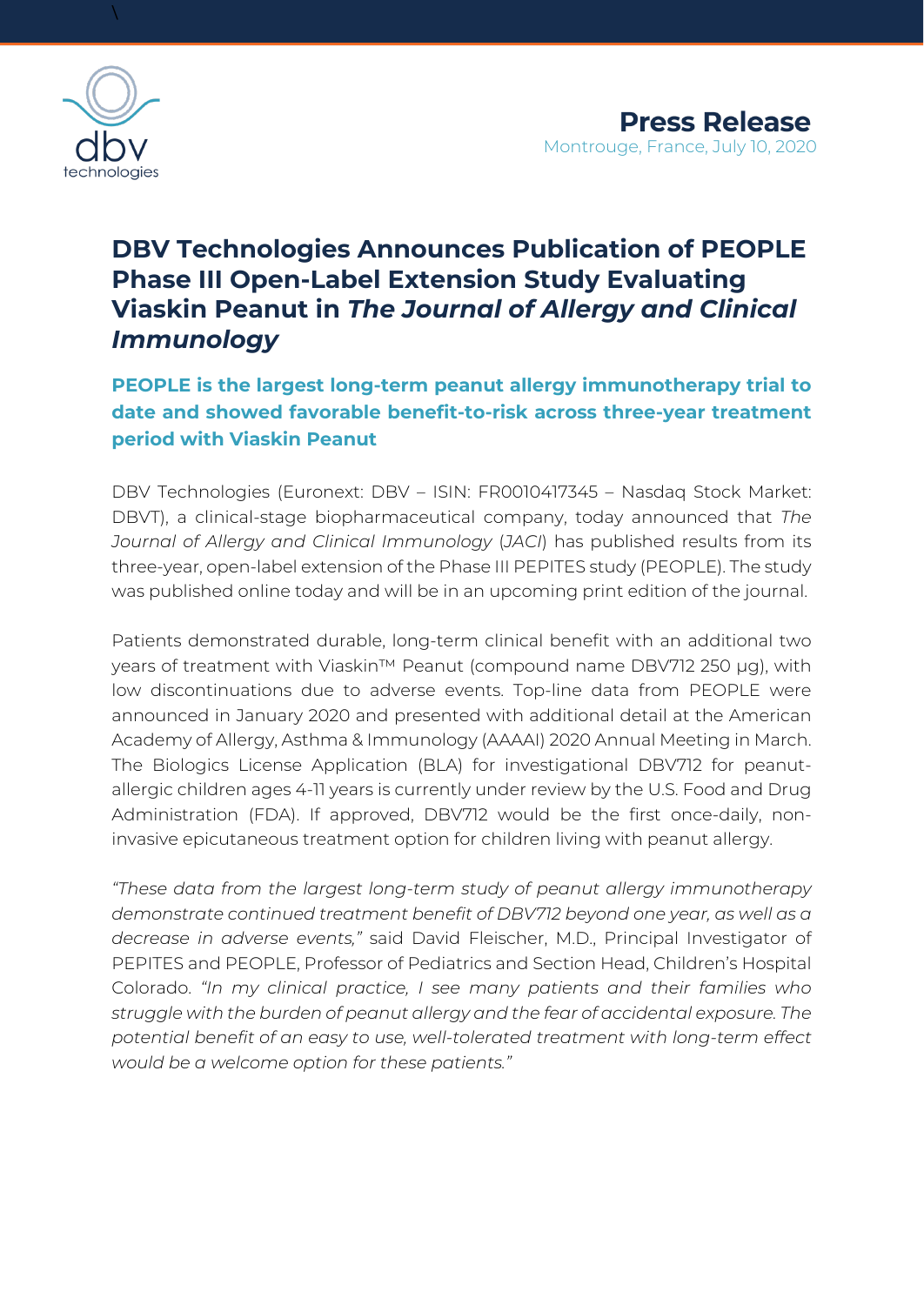**Press Release**
Montrouge, France, July 10, 2020

# DBV Technologies Announces Publication of PEOPLE Phase III Open-Label Extension Study Evaluating Viaskin Peanut in *The Journal of Allergy and Clinical Immunology*

## PEOPLE is the largest long-term peanut allergy immunotherapy trial to date and showed favorable benefit-to-risk across three-year treatment period with Viaskin Peanut

DBV Technologies (Euronext: DBV – ISIN: FR0010417345 – Nasdaq Stock Market: DBVT), a clinical-stage biopharmaceutical company, today announced that *The Journal of Allergy and Clinical Immunology* (*JACI*) has published results from its three-year, open-label extension of the Phase III PEPITES study (PEOPLE). The study was published online today and will be in an upcoming print edition of the journal.

Patients demonstrated durable, long-term clinical benefit with an additional two years of treatment with Viaskin™ Peanut (compound name DBV712 250 µg), with low discontinuations due to adverse events. Top-line data from PEOPLE were announced in January 2020 and presented with additional detail at the American Academy of Allergy, Asthma & Immunology (AAAAI) 2020 Annual Meeting in March. The Biologics License Application (BLA) for investigational DBV712 for peanut-allergic children ages 4-11 years is currently under review by the U.S. Food and Drug Administration (FDA). If approved, DBV712 would be the first once-daily, non-invasive epicutaneous treatment option for children living with peanut allergy.

*"These data from the largest long-term study of peanut allergy immunotherapy demonstrate continued treatment benefit of DBV712 beyond one year, as well as a decrease in adverse events,"* said David Fleischer, M.D., Principal Investigator of PEPITES and PEOPLE, Professor of Pediatrics and Section Head, Children's Hospital Colorado. *"In my clinical practice, I see many patients and their families who struggle with the burden of peanut allergy and the fear of accidental exposure. The potential benefit of an easy to use, well-tolerated treatment with long-term effect would be a welcome option for these patients."*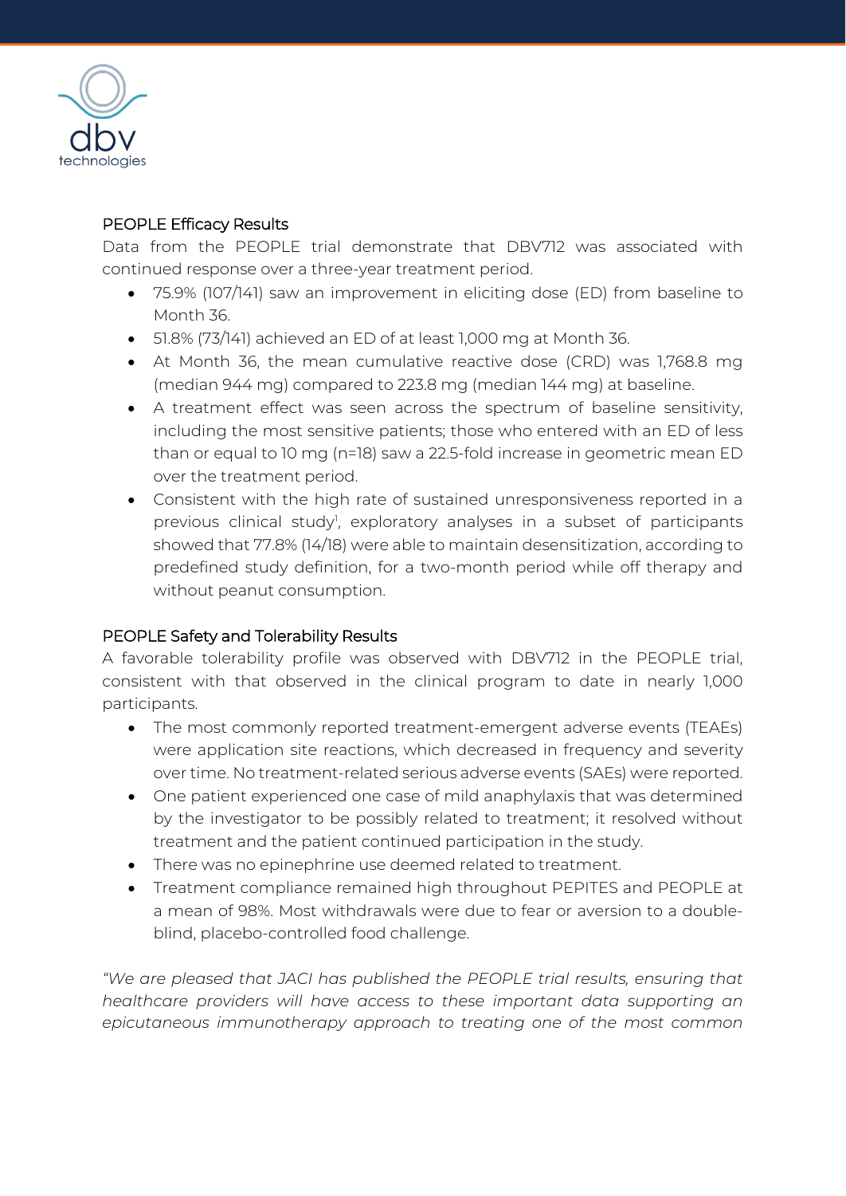## PEOPLE Efficacy Results

Data from the PEOPLE trial demonstrate that DBV712 was associated with continued response over a three-year treatment period.

- 75.9% (107/141) saw an improvement in eliciting dose (ED) from baseline to Month 36.
- 51.8% (73/141) achieved an ED of at least 1,000 mg at Month 36.
- At Month 36, the mean cumulative reactive dose (CRD) was 1,768.8 mg (median 944 mg) compared to 223.8 mg (median 144 mg) at baseline.
- A treatment effect was seen across the spectrum of baseline sensitivity, including the most sensitive patients; those who entered with an ED of less than or equal to 10 mg (n=18) saw a 22.5-fold increase in geometric mean ED over the treatment period.
- Consistent with the high rate of sustained unresponsiveness reported in a previous clinical study[1], exploratory analyses in a subset of participants showed that 77.8% (14/18) were able to maintain desensitization, according to predefined study definition, for a two-month period while off therapy and without peanut consumption.

## PEOPLE Safety and Tolerability Results

A favorable tolerability profile was observed with DBV712 in the PEOPLE trial, consistent with that observed in the clinical program to date in nearly 1,000 participants.

- The most commonly reported treatment-emergent adverse events (TEAEs) were application site reactions, which decreased in frequency and severity over time. No treatment-related serious adverse events (SAEs) were reported.
- One patient experienced one case of mild anaphylaxis that was determined by the investigator to be possibly related to treatment; it resolved without treatment and the patient continued participation in the study.
- There was no epinephrine use deemed related to treatment.
- Treatment compliance remained high throughout PEPITES and PEOPLE at a mean of 98%. Most withdrawals were due to fear or aversion to a double-blind, placebo-controlled food challenge.

*"We are pleased that JACI has published the PEOPLE trial results, ensuring that healthcare providers will have access to these important data supporting an epicutaneous immunotherapy approach to treating one of the most common*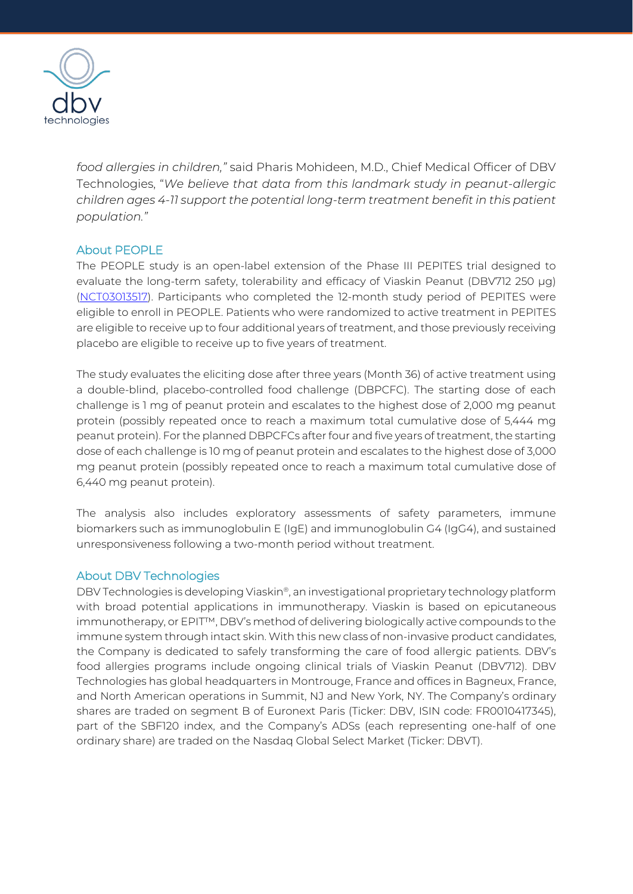*food allergies in children,"* said Pharis Mohideen, M.D., Chief Medical Officer of DBV Technologies, "*We believe that data from this landmark study in peanut-allergic children ages 4-11 support the potential long-term treatment benefit in this patient population.*"

## About PEOPLE

The PEOPLE study is an open-label extension of the Phase III PEPITES trial designed to evaluate the long-term safety, tolerability and efficacy of Viaskin Peanut (DBV712 250 μg) (NCT03013517). Participants who completed the 12-month study period of PEPITES were eligible to enroll in PEOPLE. Patients who were randomized to active treatment in PEPITES are eligible to receive up to four additional years of treatment, and those previously receiving placebo are eligible to receive up to five years of treatment.

The study evaluates the eliciting dose after three years (Month 36) of active treatment using a double-blind, placebo-controlled food challenge (DBPCFC). The starting dose of each challenge is 1 mg of peanut protein and escalates to the highest dose of 2,000 mg peanut protein (possibly repeated once to reach a maximum total cumulative dose of 5,444 mg peanut protein). For the planned DBPCFCs after four and five years of treatment, the starting dose of each challenge is 10 mg of peanut protein and escalates to the highest dose of 3,000 mg peanut protein (possibly repeated once to reach a maximum total cumulative dose of 6,440 mg peanut protein).

The analysis also includes exploratory assessments of safety parameters, immune biomarkers such as immunoglobulin E (IgE) and immunoglobulin G4 (IgG4), and sustained unresponsiveness following a two-month period without treatment.

## About DBV Technologies

DBV Technologies is developing Viaskin®, an investigational proprietary technology platform with broad potential applications in immunotherapy. Viaskin is based on epicutaneous immunotherapy, or EPIT™, DBV's method of delivering biologically active compounds to the immune system through intact skin. With this new class of non-invasive product candidates, the Company is dedicated to safely transforming the care of food allergic patients. DBV's food allergies programs include ongoing clinical trials of Viaskin Peanut (DBV712). DBV Technologies has global headquarters in Montrouge, France and offices in Bagneux, France, and North American operations in Summit, NJ and New York, NY. The Company's ordinary shares are traded on segment B of Euronext Paris (Ticker: DBV, ISIN code: FR0010417345), part of the SBF120 index, and the Company's ADSs (each representing one-half of one ordinary share) are traded on the Nasdaq Global Select Market (Ticker: DBVT).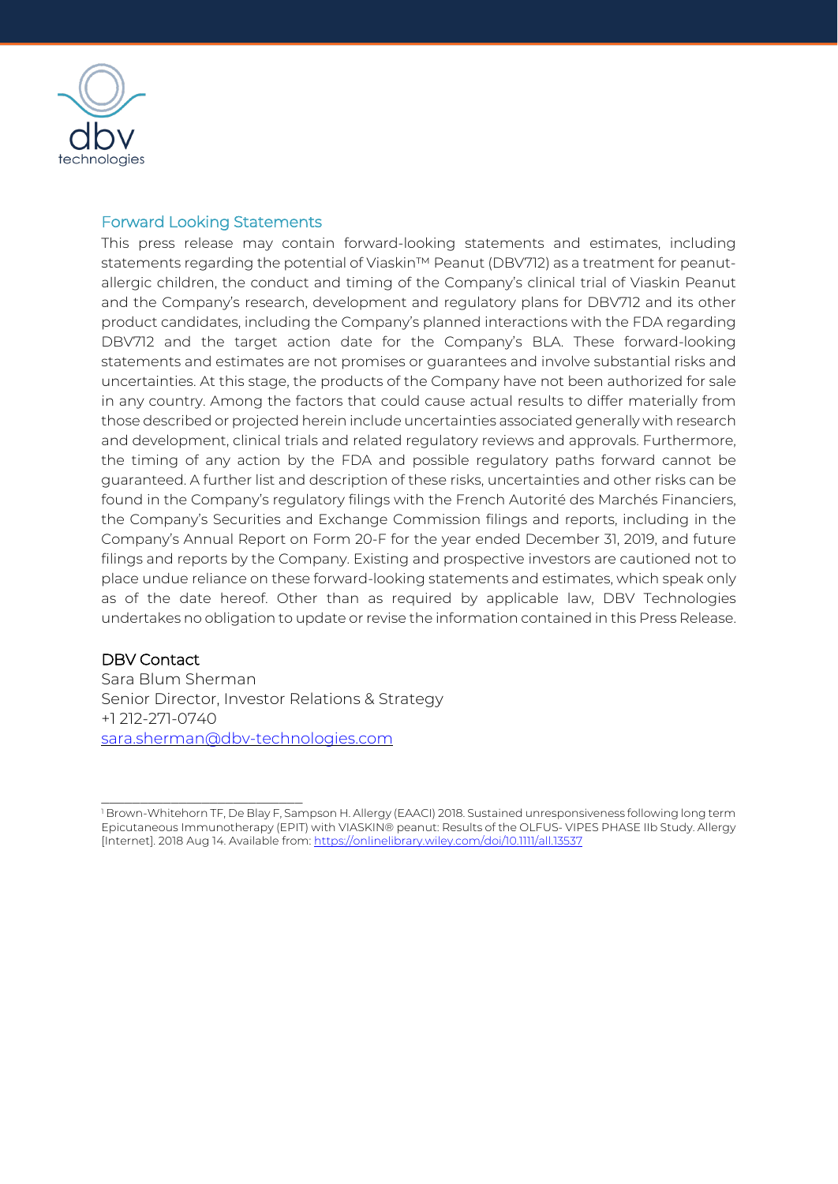## Forward Looking Statements

This press release may contain forward-looking statements and estimates, including statements regarding the potential of Viaskin™ Peanut (DBV712) as a treatment for peanut-allergic children, the conduct and timing of the Company's clinical trial of Viaskin Peanut and the Company's research, development and regulatory plans for DBV712 and its other product candidates, including the Company's planned interactions with the FDA regarding DBV712 and the target action date for the Company's BLA. These forward-looking statements and estimates are not promises or guarantees and involve substantial risks and uncertainties. At this stage, the products of the Company have not been authorized for sale in any country. Among the factors that could cause actual results to differ materially from those described or projected herein include uncertainties associated generally with research and development, clinical trials and related regulatory reviews and approvals. Furthermore, the timing of any action by the FDA and possible regulatory paths forward cannot be guaranteed. A further list and description of these risks, uncertainties and other risks can be found in the Company's regulatory filings with the French Autorité des Marchés Financiers, the Company's Securities and Exchange Commission filings and reports, including in the Company's Annual Report on Form 20-F for the year ended December 31, 2019, and future filings and reports by the Company. Existing and prospective investors are cautioned not to place undue reliance on these forward-looking statements and estimates, which speak only as of the date hereof. Other than as required by applicable law, DBV Technologies undertakes no obligation to update or revise the information contained in this Press Release.

**DBV Contact**
Sara Blum Sherman
Senior Director, Investor Relations & Strategy
+1 212-271-0740
sara.sherman@dbv-technologies.com

---

[1] Brown-Whitehorn TF, De Blay F, Sampson H. Allergy (EAACI) 2018. Sustained unresponsiveness following long term Epicutaneous Immunotherapy (EPIT) with VIASKIN® peanut: Results of the OLFUS- VIPES PHASE IIb Study. Allergy [Internet]. 2018 Aug 14. Available from: https://onlinelibrary.wiley.com/doi/10.1111/all.13537